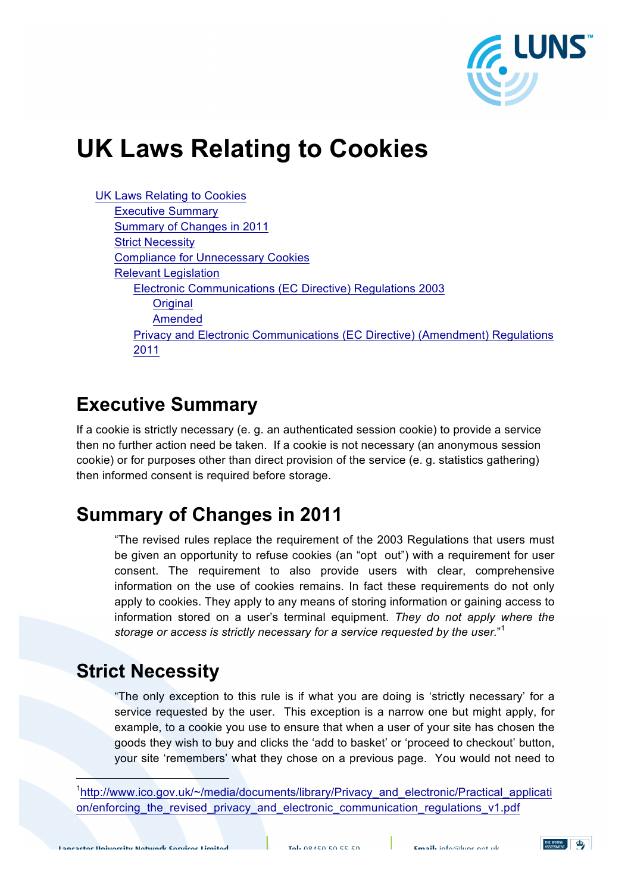# UK Laws Relating to Cookies

- UK Laws Relating to Cookies
  - Executive Summary
  - Summary of Changes in 2011
  - Strict Necessity
  - Compliance for Unnecessary Cookies
  - Relevant Legislation
    - Electronic Communications (EC Directive) Regulations 2003
      - Original
      - Amended
    - Privacy and Electronic Communications (EC Directive) (Amendment) Regulations 2011

## Executive Summary

If a cookie is strictly necessary (e. g. an authenticated session cookie) to provide a service then no further action need be taken. If a cookie is not necessary (an anonymous session cookie) or for purposes other than direct provision of the service (e. g. statistics gathering) then informed consent is required before storage.

## Summary of Changes in 2011

> "The revised rules replace the requirement of the 2003 Regulations that users must be given an opportunity to refuse cookies (an "opt out") with a requirement for user consent. The requirement to also provide users with clear, comprehensive information on the use of cookies remains. In fact these requirements do not only apply to cookies. They apply to any means of storing information or gaining access to information stored on a user's terminal equipment. *They do not apply where the storage or access is strictly necessary for a service requested by the user.*"[1]

## Strict Necessity

> "The only exception to this rule is if what you are doing is 'strictly necessary' for a service requested by the user. This exception is a narrow one but might apply, for example, to a cookie you use to ensure that when a user of your site has chosen the goods they wish to buy and clicks the 'add to basket' or 'proceed to checkout' button, your site 'remembers' what they chose on a previous page. You would not need to

[1] http://www.ico.gov.uk/~/media/documents/library/Privacy_and_electronic/Practical_application/enforcing_the_revised_privacy_and_electronic_communication_regulations_v1.pdf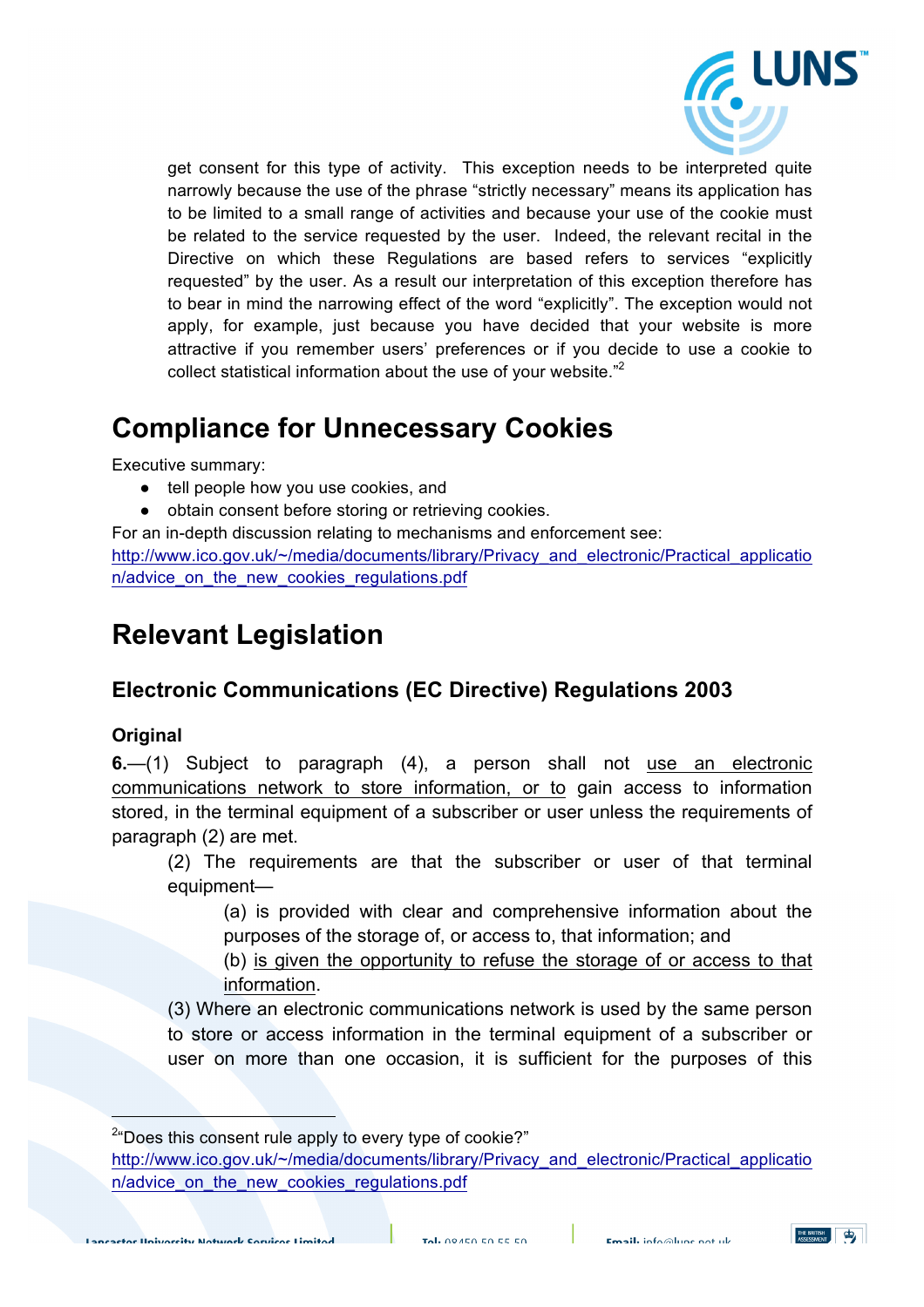get consent for this type of activity. This exception needs to be interpreted quite narrowly because the use of the phrase "strictly necessary" means its application has to be limited to a small range of activities and because your use of the cookie must be related to the service requested by the user. Indeed, the relevant recital in the Directive on which these Regulations are based refers to services "explicitly requested" by the user. As a result our interpretation of this exception therefore has to bear in mind the narrowing effect of the word "explicitly". The exception would not apply, for example, just because you have decided that your website is more attractive if you remember users' preferences or if you decide to use a cookie to collect statistical information about the use of your website."[2]

# Compliance for Unnecessary Cookies

Executive summary:

- tell people how you use cookies, and
- obtain consent before storing or retrieving cookies.

For an in-depth discussion relating to mechanisms and enforcement see: http://www.ico.gov.uk/~/media/documents/library/Privacy_and_electronic/Practical_application/advice_on_the_new_cookies_regulations.pdf

# Relevant Legislation

## Electronic Communications (EC Directive) Regulations 2003

### Original

**6.**—(1) Subject to paragraph (4), a person shall not use an electronic communications network to store information, or to gain access to information stored, in the terminal equipment of a subscriber or user unless the requirements of paragraph (2) are met.

(2) The requirements are that the subscriber or user of that terminal equipment—

(a) is provided with clear and comprehensive information about the purposes of the storage of, or access to, that information; and

(b) is given the opportunity to refuse the storage of or access to that information.

(3) Where an electronic communications network is used by the same person to store or access information in the terminal equipment of a subscriber or user on more than one occasion, it is sufficient for the purposes of this

---

[2] "Does this consent rule apply to every type of cookie?" http://www.ico.gov.uk/~/media/documents/library/Privacy_and_electronic/Practical_application/advice_on_the_new_cookies_regulations.pdf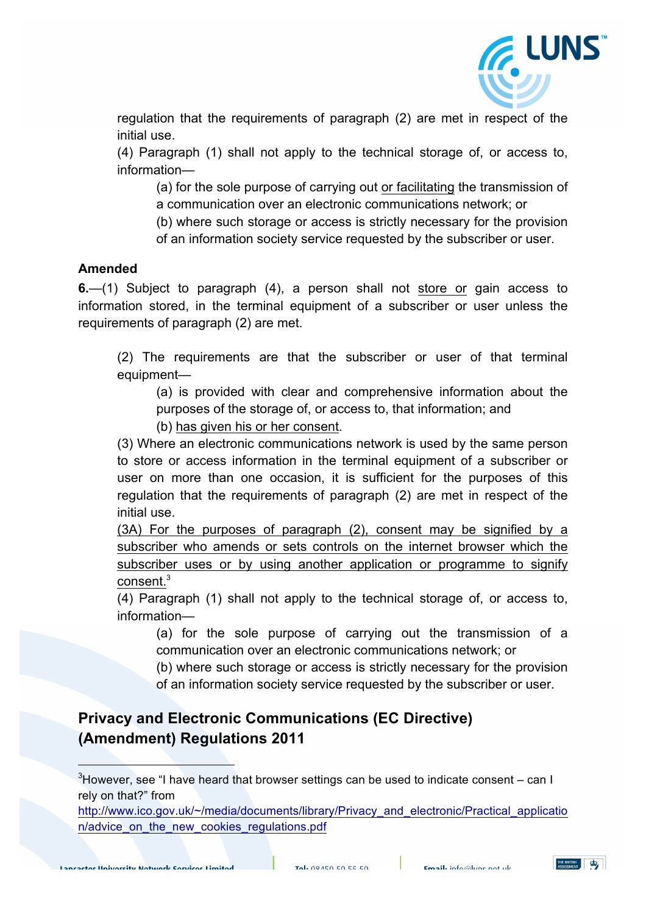regulation that the requirements of paragraph (2) are met in respect of the initial use.

(4) Paragraph (1) shall not apply to the technical storage of, or access to, information—

> (a) for the sole purpose of carrying out <u>or facilitating</u> the transmission of a communication over an electronic communications network; or
>
> (b) where such storage or access is strictly necessary for the provision of an information society service requested by the subscriber or user.

**Amended**

**6.**—(1) Subject to paragraph (4), a person shall not <u>store or</u> gain access to information stored, in the terminal equipment of a subscriber or user unless the requirements of paragraph (2) are met.

(2) The requirements are that the subscriber or user of that terminal equipment—

> (a) is provided with clear and comprehensive information about the purposes of the storage of, or access to, that information; and
>
> (b) <u>has given his or her consent</u>.

(3) Where an electronic communications network is used by the same person to store or access information in the terminal equipment of a subscriber or user on more than one occasion, it is sufficient for the purposes of this regulation that the requirements of paragraph (2) are met in respect of the initial use.

<u>(3A) For the purposes of paragraph (2), consent may be signified by a subscriber who amends or sets controls on the internet browser which the subscriber uses or by using another application or programme to signify consent.</u>[3]

(4) Paragraph (1) shall not apply to the technical storage of, or access to, information—

> (a) for the sole purpose of carrying out the transmission of a communication over an electronic communications network; or
>
> (b) where such storage or access is strictly necessary for the provision of an information society service requested by the subscriber or user.

## Privacy and Electronic Communications (EC Directive) (Amendment) Regulations 2011

---

[3] However, see "I have heard that browser settings can be used to indicate consent – can I rely on that?" from http://www.ico.gov.uk/~/media/documents/library/Privacy_and_electronic/Practical_application/advice_on_the_new_cookies_regulations.pdf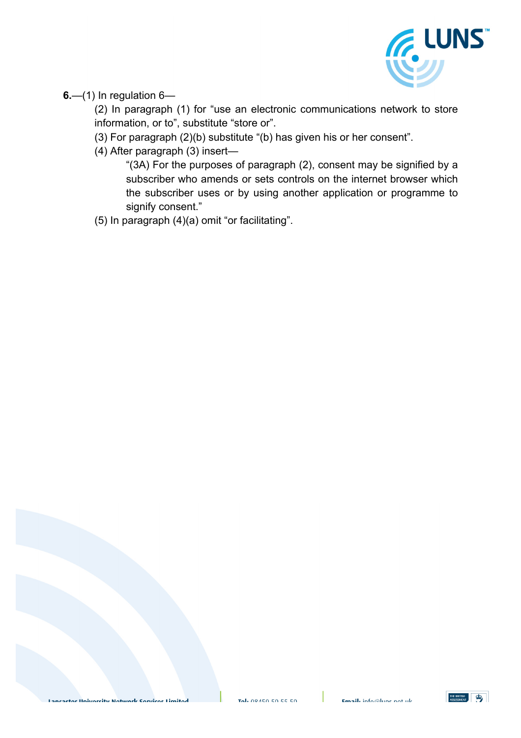**6.**—(1) In regulation 6—

(2) In paragraph (1) for "use an electronic communications network to store information, or to", substitute "store or".

(3) For paragraph (2)(b) substitute "(b) has given his or her consent".

(4) After paragraph (3) insert—

"(3A) For the purposes of paragraph (2), consent may be signified by a subscriber who amends or sets controls on the internet browser which the subscriber uses or by using another application or programme to signify consent."

(5) In paragraph (4)(a) omit "or facilitating".